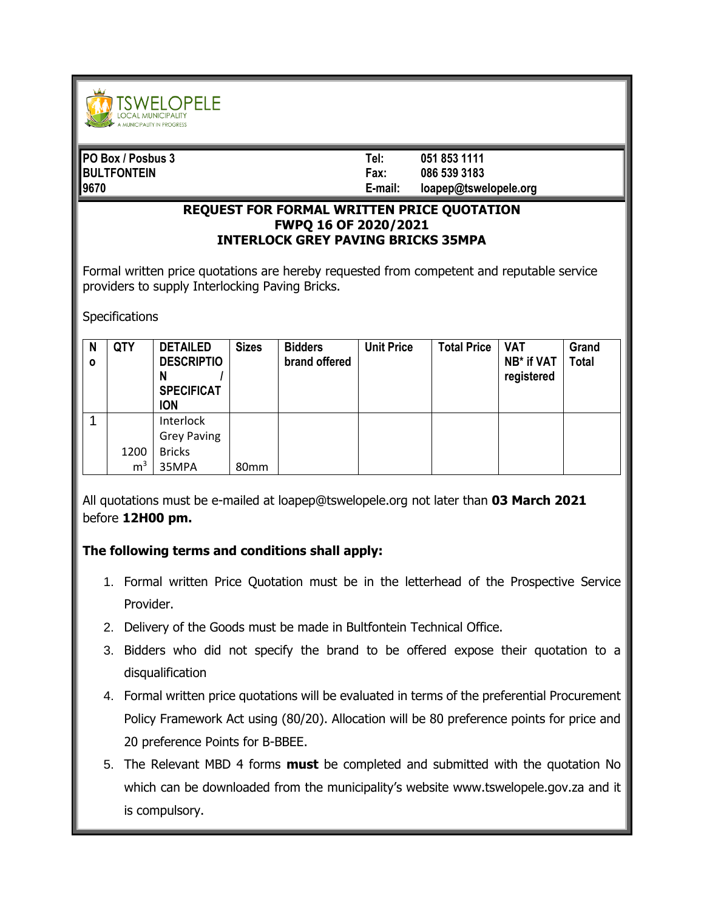TSWELOPELE LOCAL MUNICIPALITY
A MUNICIPALITY IN PROGRESS

| | | | |
|---|---|---|---|
| **PO Box / Posbus 3** | | **Tel:** | **051 853 1111** |
| **BULTFONTEIN** | | **Fax:** | **086 539 3183** |
| **9670** | | **E-mail:** | **loapep@tswelopele.org** |

## REQUEST FOR FORMAL WRITTEN PRICE QUOTATION
## FWPQ 16 OF 2020/2021
## INTERLOCK GREY PAVING BRICKS 35MPA

Formal written price quotations are hereby requested from competent and reputable service providers to supply Interlocking Paving Bricks.

Specifications

| No | QTY | DETAILED DESCRIPTION / SPECIFICATION | Sizes | Bidders brand offered | Unit Price | Total Price | VAT NB* if VAT registered | Grand Total |
|---|---|---|---|---|---|---|---|---|
| 1 | 1200 $m^3$ | Interlock Grey Paving Bricks 35MPA | 80mm | | | | | |

All quotations must be e-mailed at loapep@tswelopele.org not later than **03 March 2021** before **12H00 pm.**

**The following terms and conditions shall apply:**

1. Formal written Price Quotation must be in the letterhead of the Prospective Service Provider.
2. Delivery of the Goods must be made in Bultfontein Technical Office.
3. Bidders who did not specify the brand to be offered expose their quotation to a disqualification
4. Formal written price quotations will be evaluated in terms of the preferential Procurement Policy Framework Act using (80/20). Allocation will be 80 preference points for price and 20 preference Points for B-BBEE.
5. The Relevant MBD 4 forms **must** be completed and submitted with the quotation No which can be downloaded from the municipality's website www.tswelopele.gov.za and it is compulsory.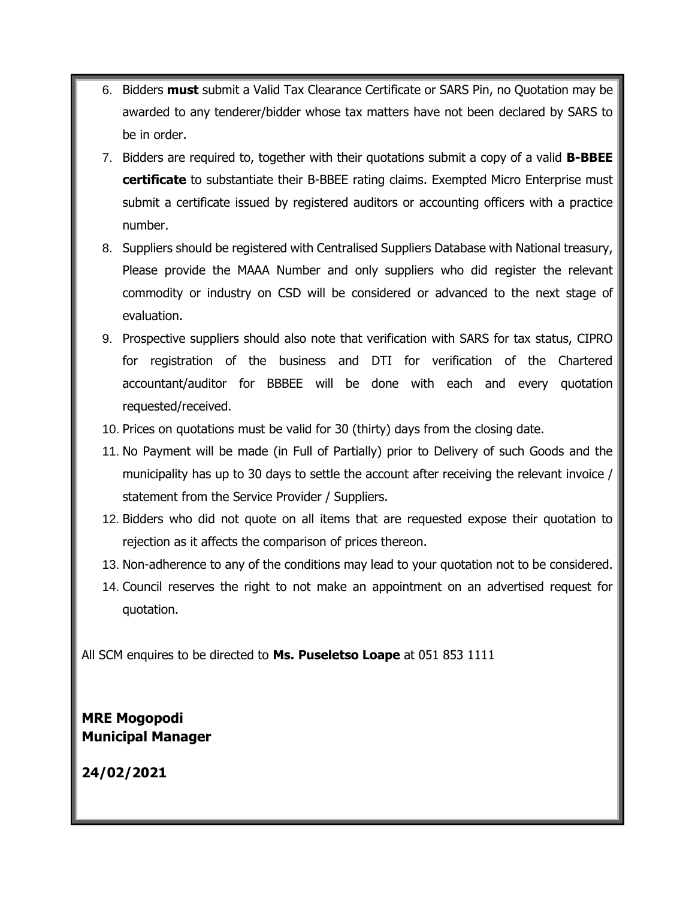6. Bidders **must** submit a Valid Tax Clearance Certificate or SARS Pin, no Quotation may be awarded to any tenderer/bidder whose tax matters have not been declared by SARS to be in order.
7. Bidders are required to, together with their quotations submit a copy of a valid **B-BBEE certificate** to substantiate their B-BBEE rating claims. Exempted Micro Enterprise must submit a certificate issued by registered auditors or accounting officers with a practice number.
8. Suppliers should be registered with Centralised Suppliers Database with National treasury, Please provide the MAAA Number and only suppliers who did register the relevant commodity or industry on CSD will be considered or advanced to the next stage of evaluation.
9. Prospective suppliers should also note that verification with SARS for tax status, CIPRO for registration of the business and DTI for verification of the Chartered accountant/auditor for BBBEE will be done with each and every quotation requested/received.
10. Prices on quotations must be valid for 30 (thirty) days from the closing date.
11. No Payment will be made (in Full of Partially) prior to Delivery of such Goods and the municipality has up to 30 days to settle the account after receiving the relevant invoice / statement from the Service Provider / Suppliers.
12. Bidders who did not quote on all items that are requested expose their quotation to rejection as it affects the comparison of prices thereon.
13. Non-adherence to any of the conditions may lead to your quotation not to be considered.
14. Council reserves the right to not make an appointment on an advertised request for quotation.

All SCM enquires to be directed to **Ms. Puseletso Loape** at 051 853 1111

**MRE Mogopodi**
**Municipal Manager**

**24/02/2021**